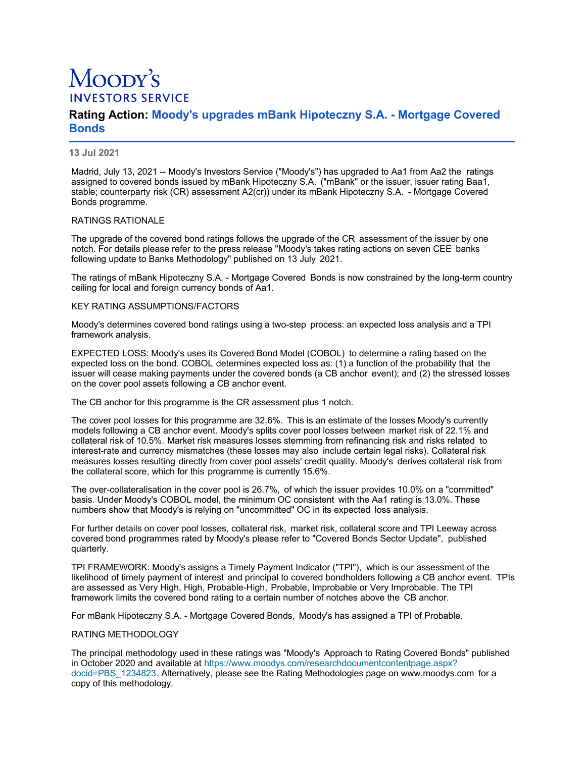# Moody's INVESTORS SERVICE

## Rating Action: Moody's upgrades mBank Hipoteczny S.A. - Mortgage Covered Bonds

**13 Jul 2021**

Madrid, July 13, 2021 -- Moody's Investors Service ("Moody's") has upgraded to Aa1 from Aa2 the ratings assigned to covered bonds issued by mBank Hipoteczny S.A. ("mBank" or the issuer, issuer rating Baa1, stable; counterparty risk (CR) assessment A2(cr)) under its mBank Hipoteczny S.A. - Mortgage Covered Bonds programme.

RATINGS RATIONALE

The upgrade of the covered bond ratings follows the upgrade of the CR assessment of the issuer by one notch. For details please refer to the press release "Moody's takes rating actions on seven CEE banks following update to Banks Methodology" published on 13 July 2021.

The ratings of mBank Hipoteczny S.A. - Mortgage Covered Bonds is now constrained by the long-term country ceiling for local and foreign currency bonds of Aa1.

KEY RATING ASSUMPTIONS/FACTORS

Moody's determines covered bond ratings using a two-step process: an expected loss analysis and a TPI framework analysis.

EXPECTED LOSS: Moody's uses its Covered Bond Model (COBOL) to determine a rating based on the expected loss on the bond. COBOL determines expected loss as: (1) a function of the probability that the issuer will cease making payments under the covered bonds (a CB anchor event); and (2) the stressed losses on the cover pool assets following a CB anchor event.

The CB anchor for this programme is the CR assessment plus 1 notch.

The cover pool losses for this programme are 32.6%. This is an estimate of the losses Moody's currently models following a CB anchor event. Moody's splits cover pool losses between market risk of 22.1% and collateral risk of 10.5%. Market risk measures losses stemming from refinancing risk and risks related to interest-rate and currency mismatches (these losses may also include certain legal risks). Collateral risk measures losses resulting directly from cover pool assets' credit quality. Moody's derives collateral risk from the collateral score, which for this programme is currently 15.6%.

The over-collateralisation in the cover pool is 26.7%, of which the issuer provides 10.0% on a "committed" basis. Under Moody's COBOL model, the minimum OC consistent with the Aa1 rating is 13.0%. These numbers show that Moody's is relying on "uncommitted" OC in its expected loss analysis.

For further details on cover pool losses, collateral risk, market risk, collateral score and TPI Leeway across covered bond programmes rated by Moody's please refer to "Covered Bonds Sector Update", published quarterly.

TPI FRAMEWORK: Moody's assigns a Timely Payment Indicator ("TPI"), which is our assessment of the likelihood of timely payment of interest and principal to covered bondholders following a CB anchor event. TPIs are assessed as Very High, High, Probable-High, Probable, Improbable or Very Improbable. The TPI framework limits the covered bond rating to a certain number of notches above the CB anchor.

For mBank Hipoteczny S.A. - Mortgage Covered Bonds, Moody's has assigned a TPI of Probable.

RATING METHODOLOGY

The principal methodology used in these ratings was "Moody's Approach to Rating Covered Bonds" published in October 2020 and available at https://www.moodys.com/researchdocumentcontentpage.aspx?docid=PBS_1234823. Alternatively, please see the Rating Methodologies page on www.moodys.com for a copy of this methodology.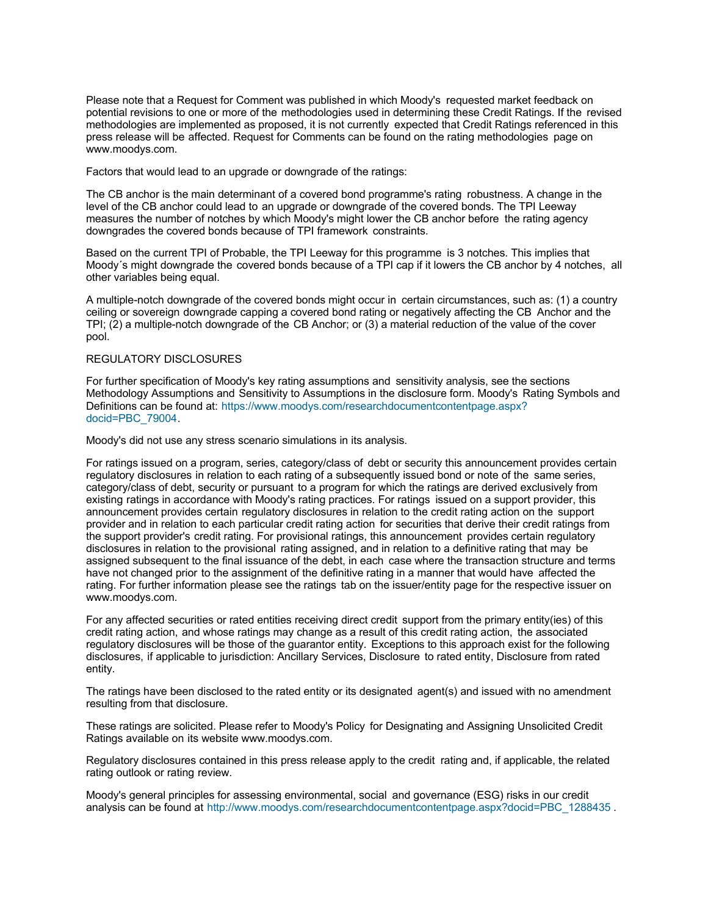Please note that a Request for Comment was published in which Moody's requested market feedback on potential revisions to one or more of the methodologies used in determining these Credit Ratings. If the revised methodologies are implemented as proposed, it is not currently expected that Credit Ratings referenced in this press release will be affected. Request for Comments can be found on the rating methodologies page on www.moodys.com.

Factors that would lead to an upgrade or downgrade of the ratings:

The CB anchor is the main determinant of a covered bond programme's rating robustness. A change in the level of the CB anchor could lead to an upgrade or downgrade of the covered bonds. The TPI Leeway measures the number of notches by which Moody's might lower the CB anchor before the rating agency downgrades the covered bonds because of TPI framework constraints.

Based on the current TPI of Probable, the TPI Leeway for this programme is 3 notches. This implies that Moody´s might downgrade the covered bonds because of a TPI cap if it lowers the CB anchor by 4 notches, all other variables being equal.

A multiple-notch downgrade of the covered bonds might occur in certain circumstances, such as: (1) a country ceiling or sovereign downgrade capping a covered bond rating or negatively affecting the CB Anchor and the TPI; (2) a multiple-notch downgrade of the CB Anchor; or (3) a material reduction of the value of the cover pool.

REGULATORY DISCLOSURES

For further specification of Moody's key rating assumptions and sensitivity analysis, see the sections Methodology Assumptions and Sensitivity to Assumptions in the disclosure form. Moody's Rating Symbols and Definitions can be found at: https://www.moodys.com/researchdocumentcontentpage.aspx?docid=PBC_79004.

Moody's did not use any stress scenario simulations in its analysis.

For ratings issued on a program, series, category/class of debt or security this announcement provides certain regulatory disclosures in relation to each rating of a subsequently issued bond or note of the same series, category/class of debt, security or pursuant to a program for which the ratings are derived exclusively from existing ratings in accordance with Moody's rating practices. For ratings issued on a support provider, this announcement provides certain regulatory disclosures in relation to the credit rating action on the support provider and in relation to each particular credit rating action for securities that derive their credit ratings from the support provider's credit rating. For provisional ratings, this announcement provides certain regulatory disclosures in relation to the provisional rating assigned, and in relation to a definitive rating that may be assigned subsequent to the final issuance of the debt, in each case where the transaction structure and terms have not changed prior to the assignment of the definitive rating in a manner that would have affected the rating. For further information please see the ratings tab on the issuer/entity page for the respective issuer on www.moodys.com.

For any affected securities or rated entities receiving direct credit support from the primary entity(ies) of this credit rating action, and whose ratings may change as a result of this credit rating action, the associated regulatory disclosures will be those of the guarantor entity. Exceptions to this approach exist for the following disclosures, if applicable to jurisdiction: Ancillary Services, Disclosure to rated entity, Disclosure from rated entity.

The ratings have been disclosed to the rated entity or its designated agent(s) and issued with no amendment resulting from that disclosure.

These ratings are solicited. Please refer to Moody's Policy for Designating and Assigning Unsolicited Credit Ratings available on its website www.moodys.com.

Regulatory disclosures contained in this press release apply to the credit rating and, if applicable, the related rating outlook or rating review.

Moody's general principles for assessing environmental, social and governance (ESG) risks in our credit analysis can be found at http://www.moodys.com/researchdocumentcontentpage.aspx?docid=PBC_1288435 .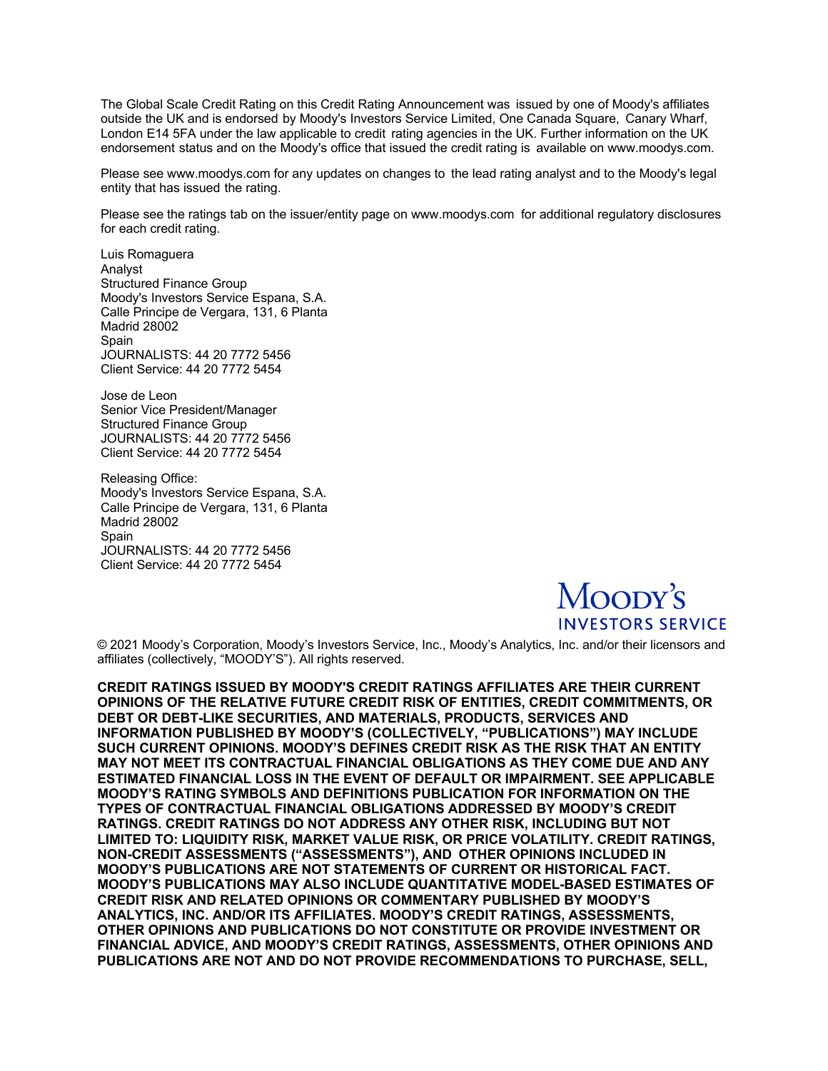The Global Scale Credit Rating on this Credit Rating Announcement was issued by one of Moody's affiliates outside the UK and is endorsed by Moody's Investors Service Limited, One Canada Square, Canary Wharf, London E14 5FA under the law applicable to credit rating agencies in the UK. Further information on the UK endorsement status and on the Moody's office that issued the credit rating is available on www.moodys.com.

Please see www.moodys.com for any updates on changes to the lead rating analyst and to the Moody's legal entity that has issued the rating.

Please see the ratings tab on the issuer/entity page on www.moodys.com for additional regulatory disclosures for each credit rating.

Luis Romaguera
Analyst
Structured Finance Group
Moody's Investors Service Espana, S.A.
Calle Principe de Vergara, 131, 6 Planta
Madrid 28002
Spain
JOURNALISTS: 44 20 7772 5456
Client Service: 44 20 7772 5454

Jose de Leon
Senior Vice President/Manager
Structured Finance Group
JOURNALISTS: 44 20 7772 5456
Client Service: 44 20 7772 5454

Releasing Office:
Moody's Investors Service Espana, S.A.
Calle Principe de Vergara, 131, 6 Planta
Madrid 28002
Spain
JOURNALISTS: 44 20 7772 5456
Client Service: 44 20 7772 5454

Moody's
INVESTORS SERVICE

© 2021 Moody's Corporation, Moody's Investors Service, Inc., Moody's Analytics, Inc. and/or their licensors and affiliates (collectively, "MOODY'S"). All rights reserved.

**CREDIT RATINGS ISSUED BY MOODY'S CREDIT RATINGS AFFILIATES ARE THEIR CURRENT OPINIONS OF THE RELATIVE FUTURE CREDIT RISK OF ENTITIES, CREDIT COMMITMENTS, OR DEBT OR DEBT-LIKE SECURITIES, AND MATERIALS, PRODUCTS, SERVICES AND INFORMATION PUBLISHED BY MOODY'S (COLLECTIVELY, "PUBLICATIONS") MAY INCLUDE SUCH CURRENT OPINIONS. MOODY'S DEFINES CREDIT RISK AS THE RISK THAT AN ENTITY MAY NOT MEET ITS CONTRACTUAL FINANCIAL OBLIGATIONS AS THEY COME DUE AND ANY ESTIMATED FINANCIAL LOSS IN THE EVENT OF DEFAULT OR IMPAIRMENT. SEE APPLICABLE MOODY'S RATING SYMBOLS AND DEFINITIONS PUBLICATION FOR INFORMATION ON THE TYPES OF CONTRACTUAL FINANCIAL OBLIGATIONS ADDRESSED BY MOODY'S CREDIT RATINGS. CREDIT RATINGS DO NOT ADDRESS ANY OTHER RISK, INCLUDING BUT NOT LIMITED TO: LIQUIDITY RISK, MARKET VALUE RISK, OR PRICE VOLATILITY. CREDIT RATINGS, NON-CREDIT ASSESSMENTS ("ASSESSMENTS"), AND OTHER OPINIONS INCLUDED IN MOODY'S PUBLICATIONS ARE NOT STATEMENTS OF CURRENT OR HISTORICAL FACT. MOODY'S PUBLICATIONS MAY ALSO INCLUDE QUANTITATIVE MODEL-BASED ESTIMATES OF CREDIT RISK AND RELATED OPINIONS OR COMMENTARY PUBLISHED BY MOODY'S ANALYTICS, INC. AND/OR ITS AFFILIATES. MOODY'S CREDIT RATINGS, ASSESSMENTS, OTHER OPINIONS AND PUBLICATIONS DO NOT CONSTITUTE OR PROVIDE INVESTMENT OR FINANCIAL ADVICE, AND MOODY'S CREDIT RATINGS, ASSESSMENTS, OTHER OPINIONS AND PUBLICATIONS ARE NOT AND DO NOT PROVIDE RECOMMENDATIONS TO PURCHASE, SELL,**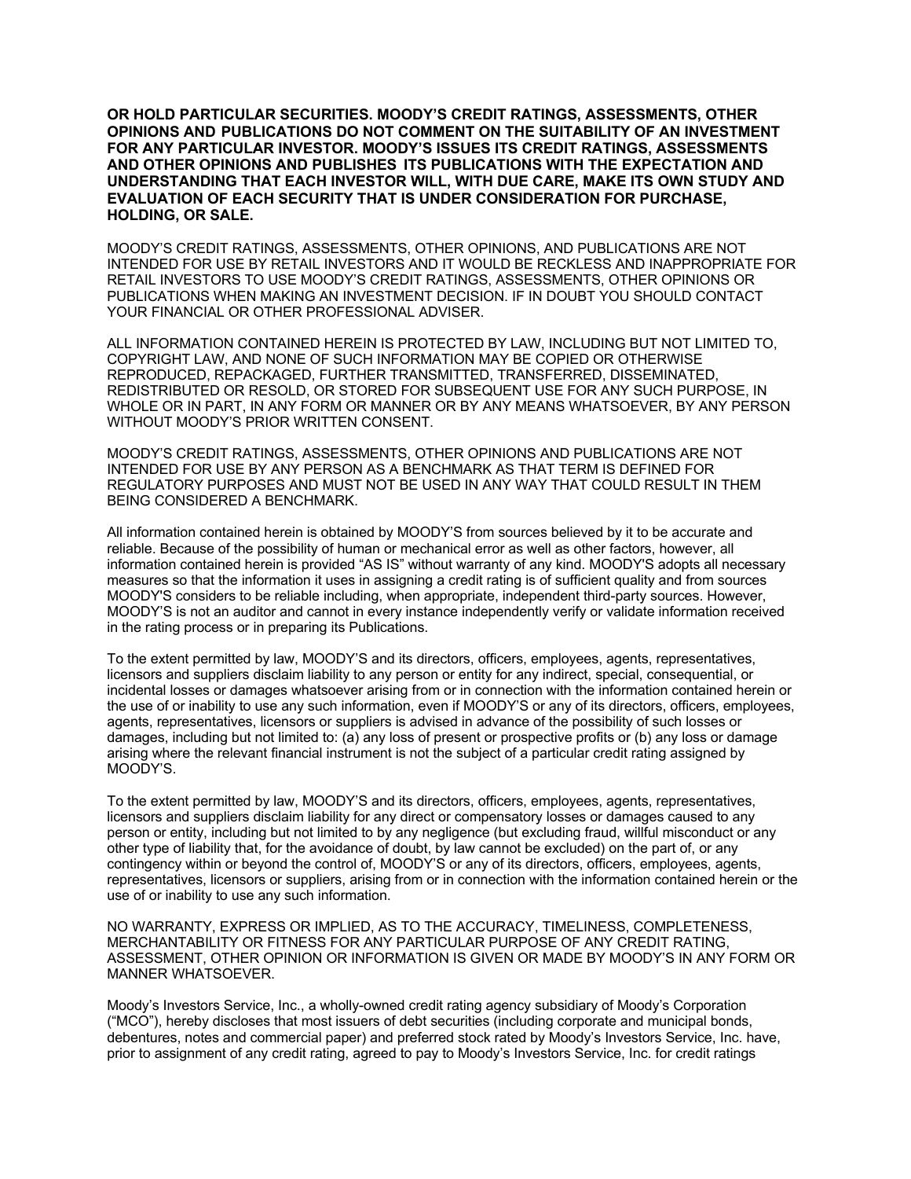**OR HOLD PARTICULAR SECURITIES. MOODY'S CREDIT RATINGS, ASSESSMENTS, OTHER OPINIONS AND PUBLICATIONS DO NOT COMMENT ON THE SUITABILITY OF AN INVESTMENT FOR ANY PARTICULAR INVESTOR. MOODY'S ISSUES ITS CREDIT RATINGS, ASSESSMENTS AND OTHER OPINIONS AND PUBLISHES ITS PUBLICATIONS WITH THE EXPECTATION AND UNDERSTANDING THAT EACH INVESTOR WILL, WITH DUE CARE, MAKE ITS OWN STUDY AND EVALUATION OF EACH SECURITY THAT IS UNDER CONSIDERATION FOR PURCHASE, HOLDING, OR SALE.**

MOODY'S CREDIT RATINGS, ASSESSMENTS, OTHER OPINIONS, AND PUBLICATIONS ARE NOT INTENDED FOR USE BY RETAIL INVESTORS AND IT WOULD BE RECKLESS AND INAPPROPRIATE FOR RETAIL INVESTORS TO USE MOODY'S CREDIT RATINGS, ASSESSMENTS, OTHER OPINIONS OR PUBLICATIONS WHEN MAKING AN INVESTMENT DECISION. IF IN DOUBT YOU SHOULD CONTACT YOUR FINANCIAL OR OTHER PROFESSIONAL ADVISER.

ALL INFORMATION CONTAINED HEREIN IS PROTECTED BY LAW, INCLUDING BUT NOT LIMITED TO, COPYRIGHT LAW, AND NONE OF SUCH INFORMATION MAY BE COPIED OR OTHERWISE REPRODUCED, REPACKAGED, FURTHER TRANSMITTED, TRANSFERRED, DISSEMINATED, REDISTRIBUTED OR RESOLD, OR STORED FOR SUBSEQUENT USE FOR ANY SUCH PURPOSE, IN WHOLE OR IN PART, IN ANY FORM OR MANNER OR BY ANY MEANS WHATSOEVER, BY ANY PERSON WITHOUT MOODY'S PRIOR WRITTEN CONSENT.

MOODY'S CREDIT RATINGS, ASSESSMENTS, OTHER OPINIONS AND PUBLICATIONS ARE NOT INTENDED FOR USE BY ANY PERSON AS A BENCHMARK AS THAT TERM IS DEFINED FOR REGULATORY PURPOSES AND MUST NOT BE USED IN ANY WAY THAT COULD RESULT IN THEM BEING CONSIDERED A BENCHMARK.

All information contained herein is obtained by MOODY'S from sources believed by it to be accurate and reliable. Because of the possibility of human or mechanical error as well as other factors, however, all information contained herein is provided "AS IS" without warranty of any kind. MOODY'S adopts all necessary measures so that the information it uses in assigning a credit rating is of sufficient quality and from sources MOODY'S considers to be reliable including, when appropriate, independent third-party sources. However, MOODY'S is not an auditor and cannot in every instance independently verify or validate information received in the rating process or in preparing its Publications.

To the extent permitted by law, MOODY'S and its directors, officers, employees, agents, representatives, licensors and suppliers disclaim liability to any person or entity for any indirect, special, consequential, or incidental losses or damages whatsoever arising from or in connection with the information contained herein or the use of or inability to use any such information, even if MOODY'S or any of its directors, officers, employees, agents, representatives, licensors or suppliers is advised in advance of the possibility of such losses or damages, including but not limited to: (a) any loss of present or prospective profits or (b) any loss or damage arising where the relevant financial instrument is not the subject of a particular credit rating assigned by MOODY'S.

To the extent permitted by law, MOODY'S and its directors, officers, employees, agents, representatives, licensors and suppliers disclaim liability for any direct or compensatory losses or damages caused to any person or entity, including but not limited to by any negligence (but excluding fraud, willful misconduct or any other type of liability that, for the avoidance of doubt, by law cannot be excluded) on the part of, or any contingency within or beyond the control of, MOODY'S or any of its directors, officers, employees, agents, representatives, licensors or suppliers, arising from or in connection with the information contained herein or the use of or inability to use any such information.

NO WARRANTY, EXPRESS OR IMPLIED, AS TO THE ACCURACY, TIMELINESS, COMPLETENESS, MERCHANTABILITY OR FITNESS FOR ANY PARTICULAR PURPOSE OF ANY CREDIT RATING, ASSESSMENT, OTHER OPINION OR INFORMATION IS GIVEN OR MADE BY MOODY'S IN ANY FORM OR MANNER WHATSOEVER.

Moody's Investors Service, Inc., a wholly-owned credit rating agency subsidiary of Moody's Corporation ("MCO"), hereby discloses that most issuers of debt securities (including corporate and municipal bonds, debentures, notes and commercial paper) and preferred stock rated by Moody's Investors Service, Inc. have, prior to assignment of any credit rating, agreed to pay to Moody's Investors Service, Inc. for credit ratings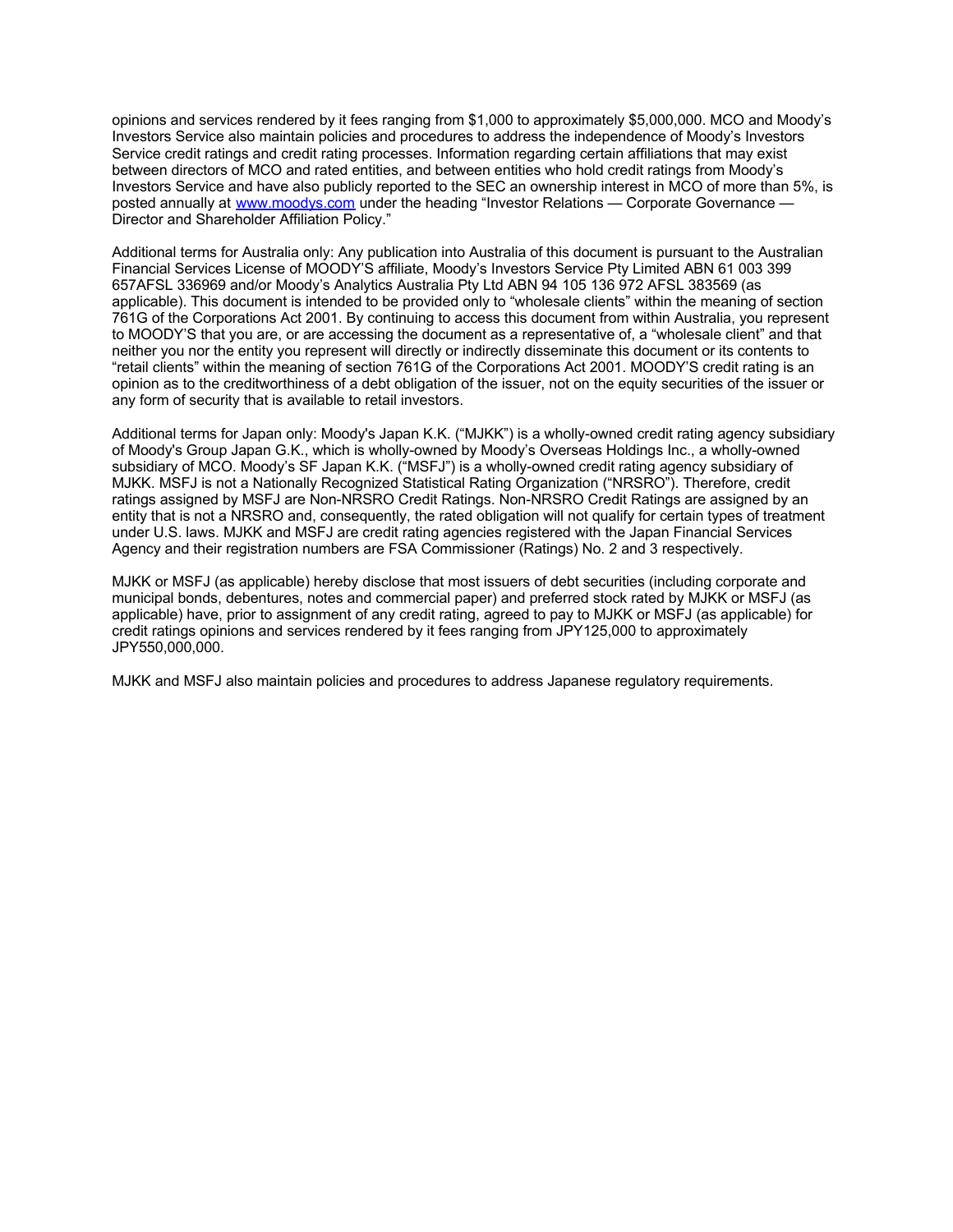opinions and services rendered by it fees ranging from $1,000 to approximately $5,000,000. MCO and Moody's Investors Service also maintain policies and procedures to address the independence of Moody's Investors Service credit ratings and credit rating processes. Information regarding certain affiliations that may exist between directors of MCO and rated entities, and between entities who hold credit ratings from Moody's Investors Service and have also publicly reported to the SEC an ownership interest in MCO of more than 5%, is posted annually at [www.moodys.com](http://www.moodys.com) under the heading "Investor Relations — Corporate Governance — Director and Shareholder Affiliation Policy."

Additional terms for Australia only: Any publication into Australia of this document is pursuant to the Australian Financial Services License of MOODY'S affiliate, Moody's Investors Service Pty Limited ABN 61 003 399 657AFSL 336969 and/or Moody's Analytics Australia Pty Ltd ABN 94 105 136 972 AFSL 383569 (as applicable). This document is intended to be provided only to "wholesale clients" within the meaning of section 761G of the Corporations Act 2001. By continuing to access this document from within Australia, you represent to MOODY'S that you are, or are accessing the document as a representative of, a "wholesale client" and that neither you nor the entity you represent will directly or indirectly disseminate this document or its contents to "retail clients" within the meaning of section 761G of the Corporations Act 2001. MOODY'S credit rating is an opinion as to the creditworthiness of a debt obligation of the issuer, not on the equity securities of the issuer or any form of security that is available to retail investors.

Additional terms for Japan only: Moody's Japan K.K. ("MJKK") is a wholly-owned credit rating agency subsidiary of Moody's Group Japan G.K., which is wholly-owned by Moody's Overseas Holdings Inc., a wholly-owned subsidiary of MCO. Moody's SF Japan K.K. ("MSFJ") is a wholly-owned credit rating agency subsidiary of MJKK. MSFJ is not a Nationally Recognized Statistical Rating Organization ("NRSRO"). Therefore, credit ratings assigned by MSFJ are Non-NRSRO Credit Ratings. Non-NRSRO Credit Ratings are assigned by an entity that is not a NRSRO and, consequently, the rated obligation will not qualify for certain types of treatment under U.S. laws. MJKK and MSFJ are credit rating agencies registered with the Japan Financial Services Agency and their registration numbers are FSA Commissioner (Ratings) No. 2 and 3 respectively.

MJKK or MSFJ (as applicable) hereby disclose that most issuers of debt securities (including corporate and municipal bonds, debentures, notes and commercial paper) and preferred stock rated by MJKK or MSFJ (as applicable) have, prior to assignment of any credit rating, agreed to pay to MJKK or MSFJ (as applicable) for credit ratings opinions and services rendered by it fees ranging from JPY125,000 to approximately JPY550,000,000.

MJKK and MSFJ also maintain policies and procedures to address Japanese regulatory requirements.